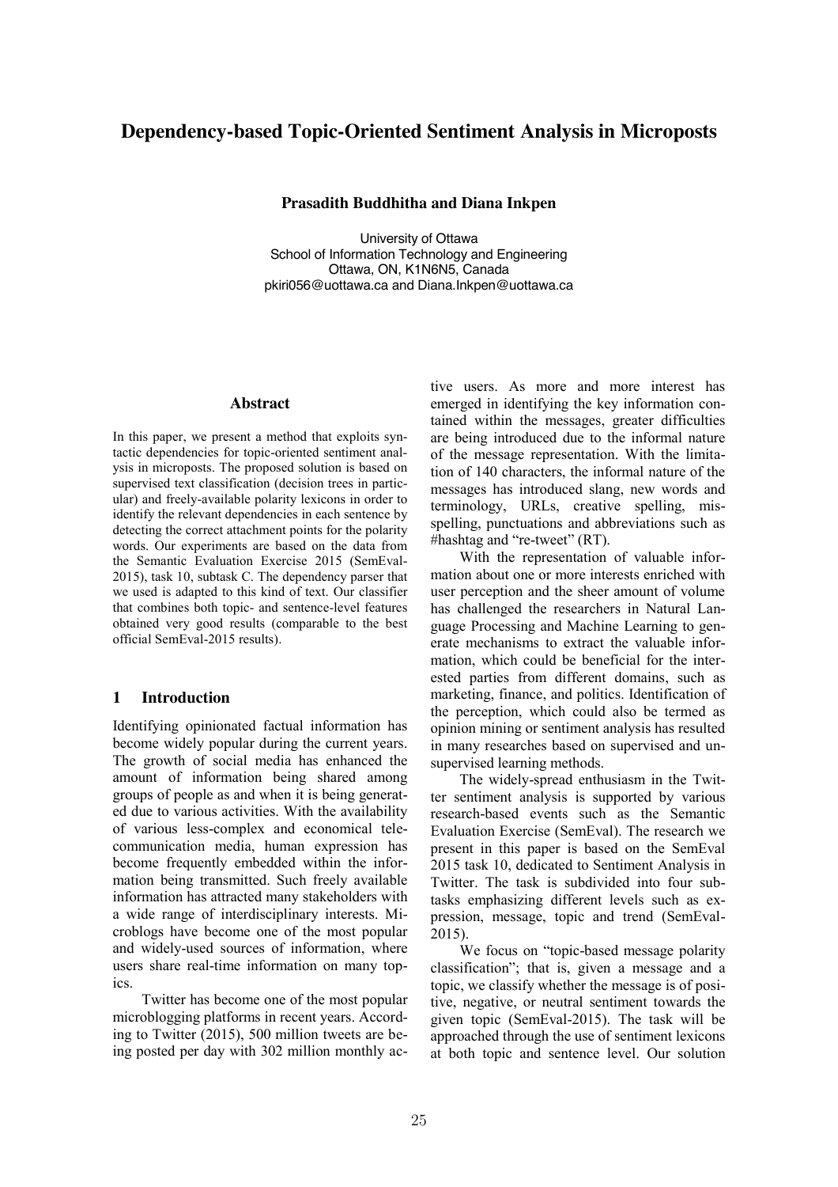# Dependency-based Topic-Oriented Sentiment Analysis in Microposts

**Prasadith Buddhitha and Diana Inkpen**

University of Ottawa
School of Information Technology and Engineering
Ottawa, ON, K1N6N5, Canada
pkiri056@uottawa.ca and Diana.Inkpen@uottawa.ca

## Abstract

In this paper, we present a method that exploits syntactic dependencies for topic-oriented sentiment analysis in microposts. The proposed solution is based on supervised text classification (decision trees in particular) and freely-available polarity lexicons in order to identify the relevant dependencies in each sentence by detecting the correct attachment points for the polarity words. Our experiments are based on the data from the Semantic Evaluation Exercise 2015 (SemEval-2015), task 10, subtask C. The dependency parser that we used is adapted to this kind of text. Our classifier that combines both topic- and sentence-level features obtained very good results (comparable to the best official SemEval-2015 results).

## 1 Introduction

Identifying opinionated factual information has become widely popular during the current years. The growth of social media has enhanced the amount of information being shared among groups of people as and when it is being generated due to various activities. With the availability of various less-complex and economical telecommunication media, human expression has become frequently embedded within the information being transmitted. Such freely available information has attracted many stakeholders with a wide range of interdisciplinary interests. Microblogs have become one of the most popular and widely-used sources of information, where users share real-time information on many topics.

Twitter has become one of the most popular microblogging platforms in recent years. According to Twitter (2015), 500 million tweets are being posted per day with 302 million monthly active users. As more and more interest has emerged in identifying the key information contained within the messages, greater difficulties are being introduced due to the informal nature of the message representation. With the limitation of 140 characters, the informal nature of the messages has introduced slang, new words and terminology, URLs, creative spelling, misspelling, punctuations and abbreviations such as #hashtag and "re-tweet" (RT).

With the representation of valuable information about one or more interests enriched with user perception and the sheer amount of volume has challenged the researchers in Natural Language Processing and Machine Learning to generate mechanisms to extract the valuable information, which could be beneficial for the interested parties from different domains, such as marketing, finance, and politics. Identification of the perception, which could also be termed as opinion mining or sentiment analysis has resulted in many researches based on supervised and unsupervised learning methods.

The widely-spread enthusiasm in the Twitter sentiment analysis is supported by various research-based events such as the Semantic Evaluation Exercise (SemEval). The research we present in this paper is based on the SemEval 2015 task 10, dedicated to Sentiment Analysis in Twitter. The task is subdivided into four subtasks emphasizing different levels such as expression, message, topic and trend (SemEval-2015).

We focus on "topic-based message polarity classification"; that is, given a message and a topic, we classify whether the message is of positive, negative, or neutral sentiment towards the given topic (SemEval-2015). The task will be approached through the use of sentiment lexicons at both topic and sentence level. Our solution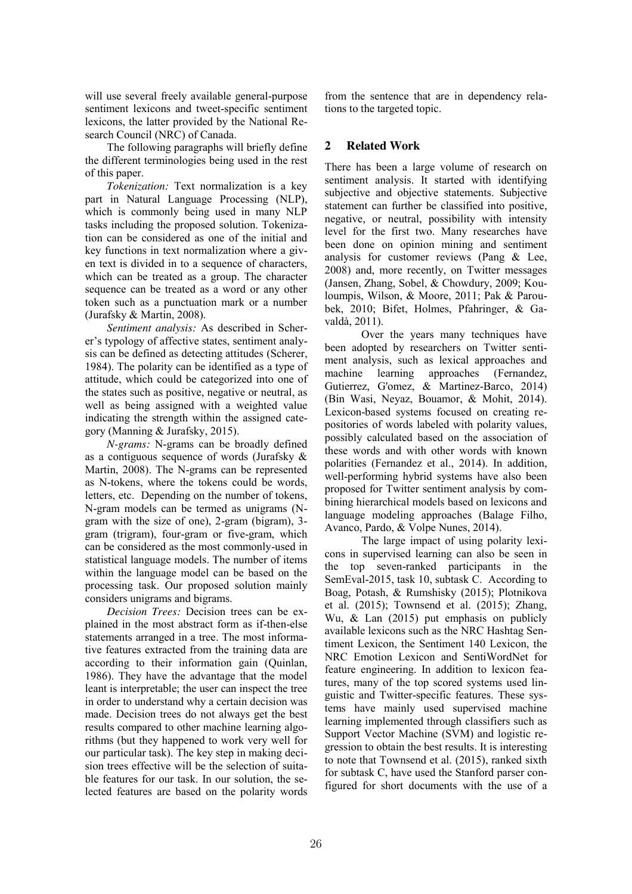will use several freely available general-purpose sentiment lexicons and tweet-specific sentiment lexicons, the latter provided by the National Research Council (NRC) of Canada.

The following paragraphs will briefly define the different terminologies being used in the rest of this paper.

*Tokenization:* Text normalization is a key part in Natural Language Processing (NLP), which is commonly being used in many NLP tasks including the proposed solution. Tokenization can be considered as one of the initial and key functions in text normalization where a given text is divided in to a sequence of characters, which can be treated as a group. The character sequence can be treated as a word or any other token such as a punctuation mark or a number (Jurafsky & Martin, 2008).

*Sentiment analysis:* As described in Scherer's typology of affective states, sentiment analysis can be defined as detecting attitudes (Scherer, 1984). The polarity can be identified as a type of attitude, which could be categorized into one of the states such as positive, negative or neutral, as well as being assigned with a weighted value indicating the strength within the assigned category (Manning & Jurafsky, 2015).

*N-grams:* N-grams can be broadly defined as a contiguous sequence of words (Jurafsky & Martin, 2008). The N-grams can be represented as N-tokens, where the tokens could be words, letters, etc. Depending on the number of tokens, N-gram models can be termed as unigrams (N-gram with the size of one), 2-gram (bigram), 3-gram (trigram), four-gram or five-gram, which can be considered as the most commonly-used in statistical language models. The number of items within the language model can be based on the processing task. Our proposed solution mainly considers unigrams and bigrams.

*Decision Trees:* Decision trees can be explained in the most abstract form as if-then-else statements arranged in a tree. The most informative features extracted from the training data are according to their information gain (Quinlan, 1986). They have the advantage that the model leant is interpretable; the user can inspect the tree in order to understand why a certain decision was made. Decision trees do not always get the best results compared to other machine learning algorithms (but they happened to work very well for our particular task). The key step in making decision trees effective will be the selection of suitable features for our task. In our solution, the selected features are based on the polarity words from the sentence that are in dependency relations to the targeted topic.

## 2 Related Work

There has been a large volume of research on sentiment analysis. It started with identifying subjective and objective statements. Subjective statement can further be classified into positive, negative, or neutral, possibility with intensity level for the first two. Many researches have been done on opinion mining and sentiment analysis for customer reviews (Pang & Lee, 2008) and, more recently, on Twitter messages (Jansen, Zhang, Sobel, & Chowdury, 2009; Kouloumpis, Wilson, & Moore, 2011; Pak & Paroubek, 2010; Bifet, Holmes, Pfahringer, & Gavaldà, 2011).

Over the years many techniques have been adopted by researchers on Twitter sentiment analysis, such as lexical approaches and machine learning approaches (Fernandez, Gutierrez, G'omez, & Martinez-Barco, 2014) (Bin Wasi, Neyaz, Bouamor, & Mohit, 2014). Lexicon-based systems focused on creating repositories of words labeled with polarity values, possibly calculated based on the association of these words and with other words with known polarities (Fernandez et al., 2014). In addition, well-performing hybrid systems have also been proposed for Twitter sentiment analysis by combining hierarchical models based on lexicons and language modeling approaches (Balage Filho, Avanco, Pardo, & Volpe Nunes, 2014).

The large impact of using polarity lexicons in supervised learning can also be seen in the top seven-ranked participants in the SemEval-2015, task 10, subtask C. According to Boag, Potash, & Rumshisky (2015); Plotnikova et al. (2015); Townsend et al. (2015); Zhang, Wu, & Lan (2015) put emphasis on publicly available lexicons such as the NRC Hashtag Sentiment Lexicon, the Sentiment 140 Lexicon, the NRC Emotion Lexicon and SentiWordNet for feature engineering. In addition to lexicon features, many of the top scored systems used linguistic and Twitter-specific features. These systems have mainly used supervised machine learning implemented through classifiers such as Support Vector Machine (SVM) and logistic regression to obtain the best results. It is interesting to note that Townsend et al. (2015), ranked sixth for subtask C, have used the Stanford parser configured for short documents with the use of a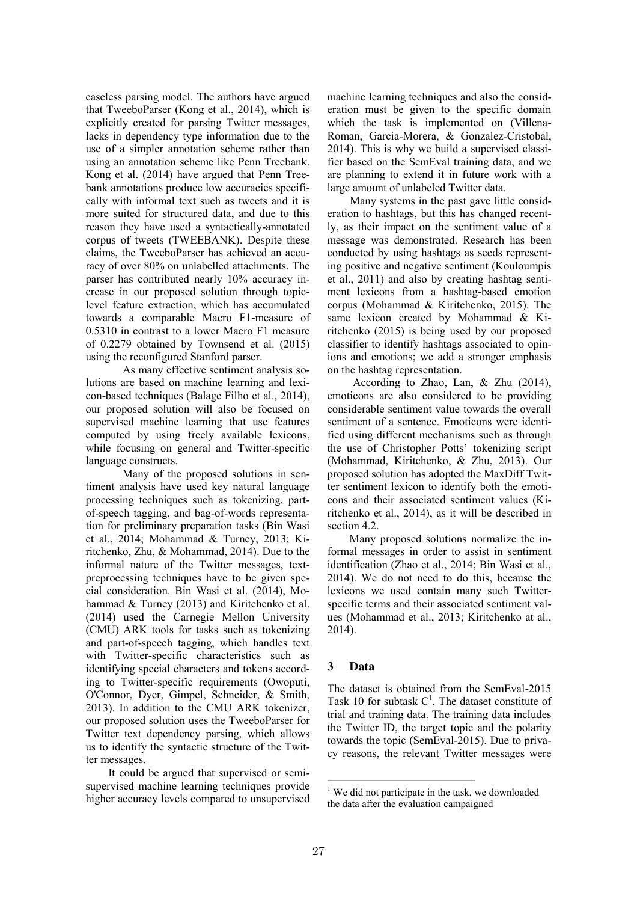caseless parsing model. The authors have argued that TweeboParser (Kong et al., 2014), which is explicitly created for parsing Twitter messages, lacks in dependency type information due to the use of a simpler annotation scheme rather than using an annotation scheme like Penn Treebank. Kong et al. (2014) have argued that Penn Treebank annotations produce low accuracies specifically with informal text such as tweets and it is more suited for structured data, and due to this reason they have used a syntactically-annotated corpus of tweets (TWEEBANK). Despite these claims, the TweeboParser has achieved an accuracy of over 80% on unlabelled attachments. The parser has contributed nearly 10% accuracy increase in our proposed solution through topic-level feature extraction, which has accumulated towards a comparable Macro F1-measure of 0.5310 in contrast to a lower Macro F1 measure of 0.2279 obtained by Townsend et al. (2015) using the reconfigured Stanford parser.

As many effective sentiment analysis solutions are based on machine learning and lexicon-based techniques (Balage Filho et al., 2014), our proposed solution will also be focused on supervised machine learning that use features computed by using freely available lexicons, while focusing on general and Twitter-specific language constructs.

Many of the proposed solutions in sentiment analysis have used key natural language processing techniques such as tokenizing, part-of-speech tagging, and bag-of-words representation for preliminary preparation tasks (Bin Wasi et al., 2014; Mohammad & Turney, 2013; Kiritchenko, Zhu, & Mohammad, 2014). Due to the informal nature of the Twitter messages, text-preprocessing techniques have to be given special consideration. Bin Wasi et al. (2014), Mohammad & Turney (2013) and Kiritchenko et al. (2014) used the Carnegie Mellon University (CMU) ARK tools for tasks such as tokenizing and part-of-speech tagging, which handles text with Twitter-specific characteristics such as identifying special characters and tokens according to Twitter-specific requirements (Owoputi, O'Connor, Dyer, Gimpel, Schneider, & Smith, 2013). In addition to the CMU ARK tokenizer, our proposed solution uses the TweeboParser for Twitter text dependency parsing, which allows us to identify the syntactic structure of the Twitter messages.

It could be argued that supervised or semi-supervised machine learning techniques provide higher accuracy levels compared to unsupervised machine learning techniques and also the consideration must be given to the specific domain which the task is implemented on (Villena-Roman, Garcia-Morera, & Gonzalez-Cristobal, 2014). This is why we build a supervised classifier based on the SemEval training data, and we are planning to extend it in future work with a large amount of unlabeled Twitter data.

Many systems in the past gave little consideration to hashtags, but this has changed recently, as their impact on the sentiment value of a message was demonstrated. Research has been conducted by using hashtags as seeds representing positive and negative sentiment (Kouloumpis et al., 2011) and also by creating hashtag sentiment lexicons from a hashtag-based emotion corpus (Mohammad & Kiritchenko, 2015). The same lexicon created by Mohammad & Kiritchenko (2015) is being used by our proposed classifier to identify hashtags associated to opinions and emotions; we add a stronger emphasis on the hashtag representation.

According to Zhao, Lan, & Zhu (2014), emoticons are also considered to be providing considerable sentiment value towards the overall sentiment of a sentence. Emoticons were identified using different mechanisms such as through the use of Christopher Potts' tokenizing script (Mohammad, Kiritchenko, & Zhu, 2013). Our proposed solution has adopted the MaxDiff Twitter sentiment lexicon to identify both the emoticons and their associated sentiment values (Kiritchenko et al., 2014), as it will be described in section 4.2.

Many proposed solutions normalize the informal messages in order to assist in sentiment identification (Zhao et al., 2014; Bin Wasi et al., 2014). We do not need to do this, because the lexicons we used contain many such Twitter-specific terms and their associated sentiment values (Mohammad et al., 2013; Kiritchenko at al., 2014).

## 3 Data

The dataset is obtained from the SemEval-2015 Task 10 for subtask C[1]. The dataset constitute of trial and training data. The training data includes the Twitter ID, the target topic and the polarity towards the topic (SemEval-2015). Due to privacy reasons, the relevant Twitter messages were

[1] We did not participate in the task, we downloaded the data after the evaluation campaigned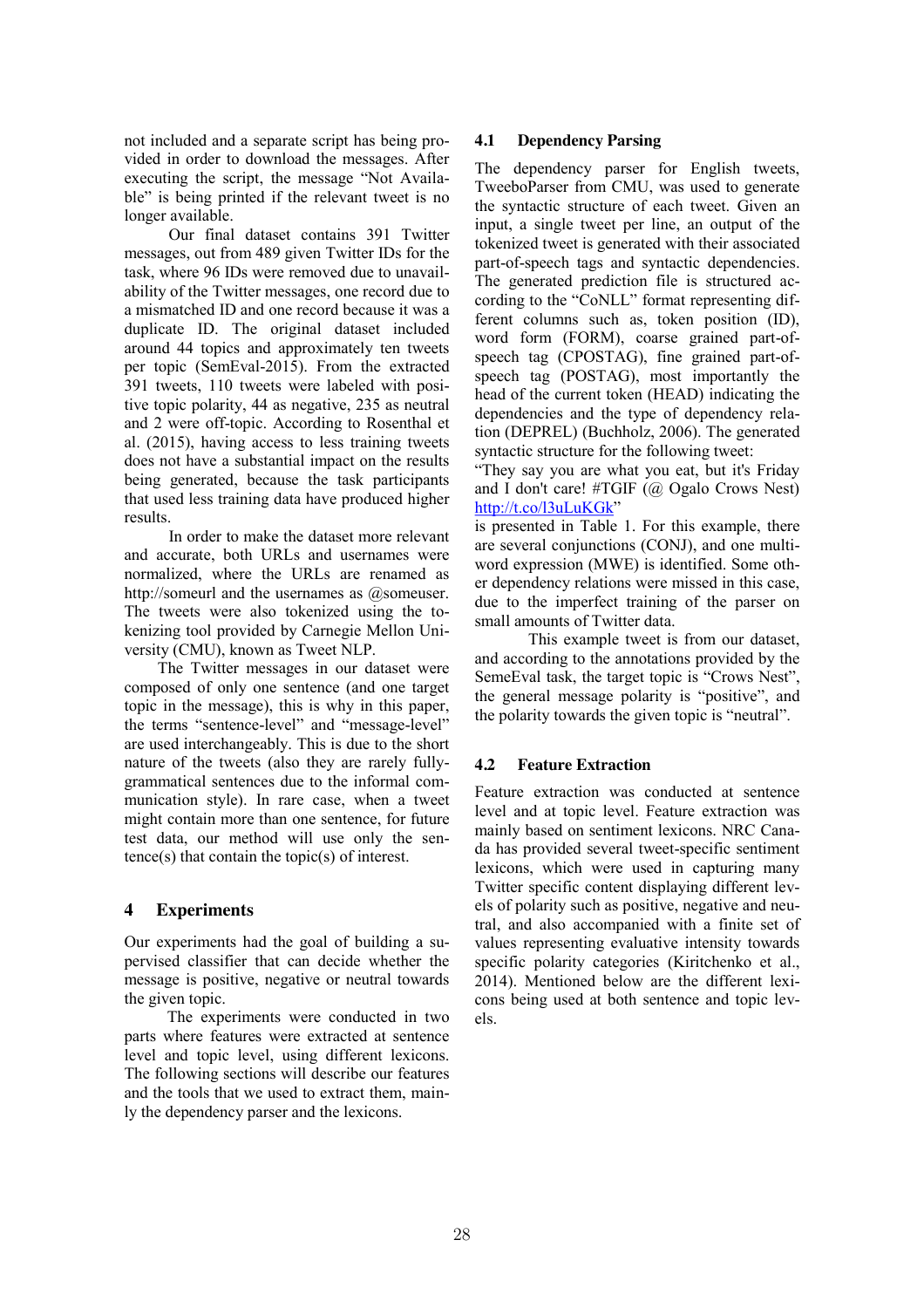not included and a separate script has being provided in order to download the messages. After executing the script, the message "Not Available" is being printed if the relevant tweet is no longer available.

Our final dataset contains 391 Twitter messages, out from 489 given Twitter IDs for the task, where 96 IDs were removed due to unavailability of the Twitter messages, one record due to a mismatched ID and one record because it was a duplicate ID. The original dataset included around 44 topics and approximately ten tweets per topic (SemEval-2015). From the extracted 391 tweets, 110 tweets were labeled with positive topic polarity, 44 as negative, 235 as neutral and 2 were off-topic. According to Rosenthal et al. (2015), having access to less training tweets does not have a substantial impact on the results being generated, because the task participants that used less training data have produced higher results.

In order to make the dataset more relevant and accurate, both URLs and usernames were normalized, where the URLs are renamed as http://someurl and the usernames as @someuser. The tweets were also tokenized using the tokenizing tool provided by Carnegie Mellon University (CMU), known as Tweet NLP.

The Twitter messages in our dataset were composed of only one sentence (and one target topic in the message), this is why in this paper, the terms "sentence-level" and "message-level" are used interchangeably. This is due to the short nature of the tweets (also they are rarely fully-grammatical sentences due to the informal communication style). In rare case, when a tweet might contain more than one sentence, for future test data, our method will use only the sentence(s) that contain the topic(s) of interest.

# 4 Experiments

Our experiments had the goal of building a supervised classifier that can decide whether the message is positive, negative or neutral towards the given topic.

The experiments were conducted in two parts where features were extracted at sentence level and topic level, using different lexicons. The following sections will describe our features and the tools that we used to extract them, mainly the dependency parser and the lexicons.

## 4.1 Dependency Parsing

The dependency parser for English tweets, TweeboParser from CMU, was used to generate the syntactic structure of each tweet. Given an input, a single tweet per line, an output of the tokenized tweet is generated with their associated part-of-speech tags and syntactic dependencies. The generated prediction file is structured according to the "CoNLL" format representing different columns such as, token position (ID), word form (FORM), coarse grained part-of-speech tag (CPOSTAG), fine grained part-of-speech tag (POSTAG), most importantly the head of the current token (HEAD) indicating the dependencies and the type of dependency relation (DEPREL) (Buchholz, 2006). The generated syntactic structure for the following tweet:

"They say you are what you eat, but it's Friday and I don't care! #TGIF (@ Ogalo Crows Nest) http://t.co/l3uLuKGk"

is presented in Table 1. For this example, there are several conjunctions (CONJ), and one multi-word expression (MWE) is identified. Some other dependency relations were missed in this case, due to the imperfect training of the parser on small amounts of Twitter data.

This example tweet is from our dataset, and according to the annotations provided by the SemeEval task, the target topic is "Crows Nest", the general message polarity is "positive", and the polarity towards the given topic is "neutral".

## 4.2 Feature Extraction

Feature extraction was conducted at sentence level and at topic level. Feature extraction was mainly based on sentiment lexicons. NRC Canada has provided several tweet-specific sentiment lexicons, which were used in capturing many Twitter specific content displaying different levels of polarity such as positive, negative and neutral, and also accompanied with a finite set of values representing evaluative intensity towards specific polarity categories (Kiritchenko et al., 2014). Mentioned below are the different lexicons being used at both sentence and topic levels.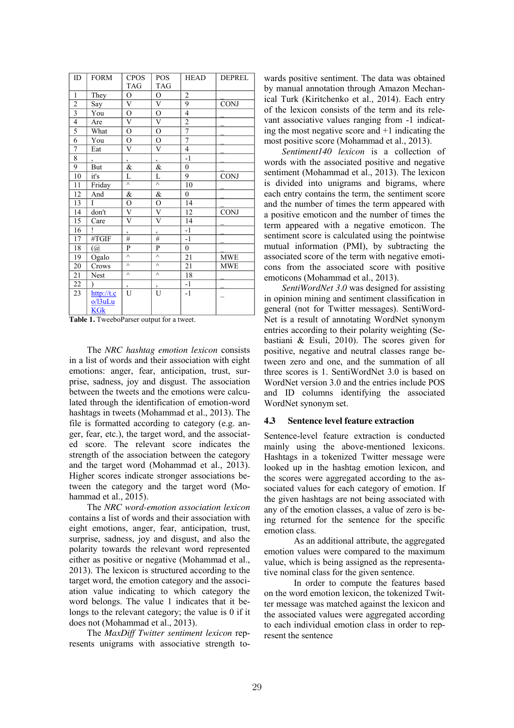| ID | FORM | CPOS TAG | POS TAG | HEAD | DEPREL |
|---|---|---|---|---|---|
| 1 | They | O | O | 2 | _ |
| 2 | Say | V | V | 9 | CONJ |
| 3 | You | O | O | 4 | _ |
| 4 | Are | V | V | 2 | _ |
| 5 | What | O | O | 7 | _ |
| 6 | You | O | O | 7 | _ |
| 7 | Eat | V | V | 4 | _ |
| 8 | , | , | , | -1 | _ |
| 9 | But | & | & | 0 | _ |
| 10 | it's | L | L | 9 | CONJ |
| 11 | Friday | ^ | ^ | 10 | _ |
| 12 | And | & | & | 0 | _ |
| 13 | I | O | O | 14 | _ |
| 14 | don't | V | V | 12 | CONJ |
| 15 | Care | V | V | 14 | _ |
| 16 | ! | , | , | -1 | _ |
| 17 | #TGIF | # | # | -1 | _ |
| 18 | (@ | P | P | 0 | _ |
| 19 | Ogalo | ^ | ^ | 21 | MWE |
| 20 | Crows | ^ | ^ | 21 | MWE |
| 21 | Nest | ^ | ^ | 18 | _ |
| 22 | ) | , | , | -1 | _ |
| 23 | http://t.co/l3uLuKGk | U | U | -1 | _ |

**Table 1.** TweeboParser output for a tweet.

The *NRC hashtag emotion lexicon* consists in a list of words and their association with eight emotions: anger, fear, anticipation, trust, surprise, sadness, joy and disgust. The association between the tweets and the emotions were calculated through the identification of emotion-word hashtags in tweets (Mohammad et al., 2013). The file is formatted according to category (e.g. anger, fear, etc.), the target word, and the associated score. The relevant score indicates the strength of the association between the category and the target word (Mohammad et al., 2013). Higher scores indicate stronger associations between the category and the target word (Mohammad et al., 2015).

The *NRC word-emotion association lexicon* contains a list of words and their association with eight emotions, anger, fear, anticipation, trust, surprise, sadness, joy and disgust, and also the polarity towards the relevant word represented either as positive or negative (Mohammad et al., 2013). The lexicon is structured according to the target word, the emotion category and the association value indicating to which category the word belongs. The value 1 indicates that it belongs to the relevant category; the value is 0 if it does not (Mohammad et al., 2013).

The *MaxDiff Twitter sentiment lexicon* represents unigrams with associative strength towards positive sentiment. The data was obtained by manual annotation through Amazon Mechanical Turk (Kiritchenko et al., 2014). Each entry of the lexicon consists of the term and its relevant associative values ranging from -1 indicating the most negative score and +1 indicating the most positive score (Mohammad et al., 2013).

*Sentiment140 lexicon* is a collection of words with the associated positive and negative sentiment (Mohammad et al., 2013). The lexicon is divided into unigrams and bigrams, where each entry contains the term, the sentiment score and the number of times the term appeared with a positive emoticon and the number of times the term appeared with a negative emoticon. The sentiment score is calculated using the pointwise mutual information (PMI), by subtracting the associated score of the term with negative emoticons from the associated score with positive emoticons (Mohammad et al., 2013).

*SentiWordNet 3.0* was designed for assisting in opinion mining and sentiment classification in general (not for Twitter messages). SentiWordNet is a result of annotating WordNet synonym entries according to their polarity weighting (Sebastiani & Esuli, 2010). The scores given for positive, negative and neutral classes range between zero and one, and the summation of all three scores is 1. SentiWordNet 3.0 is based on WordNet version 3.0 and the entries include POS and ID columns identifying the associated WordNet synonym set.

### 4.3 Sentence level feature extraction

Sentence-level feature extraction is conducted mainly using the above-mentioned lexicons. Hashtags in a tokenized Twitter message were looked up in the hashtag emotion lexicon, and the scores were aggregated according to the associated values for each category of emotion. If the given hashtags are not being associated with any of the emotion classes, a value of zero is being returned for the sentence for the specific emotion class.

As an additional attribute, the aggregated emotion values were compared to the maximum value, which is being assigned as the representative nominal class for the given sentence.

In order to compute the features based on the word emotion lexicon, the tokenized Twitter message was matched against the lexicon and the associated values were aggregated according to each individual emotion class in order to represent the sentence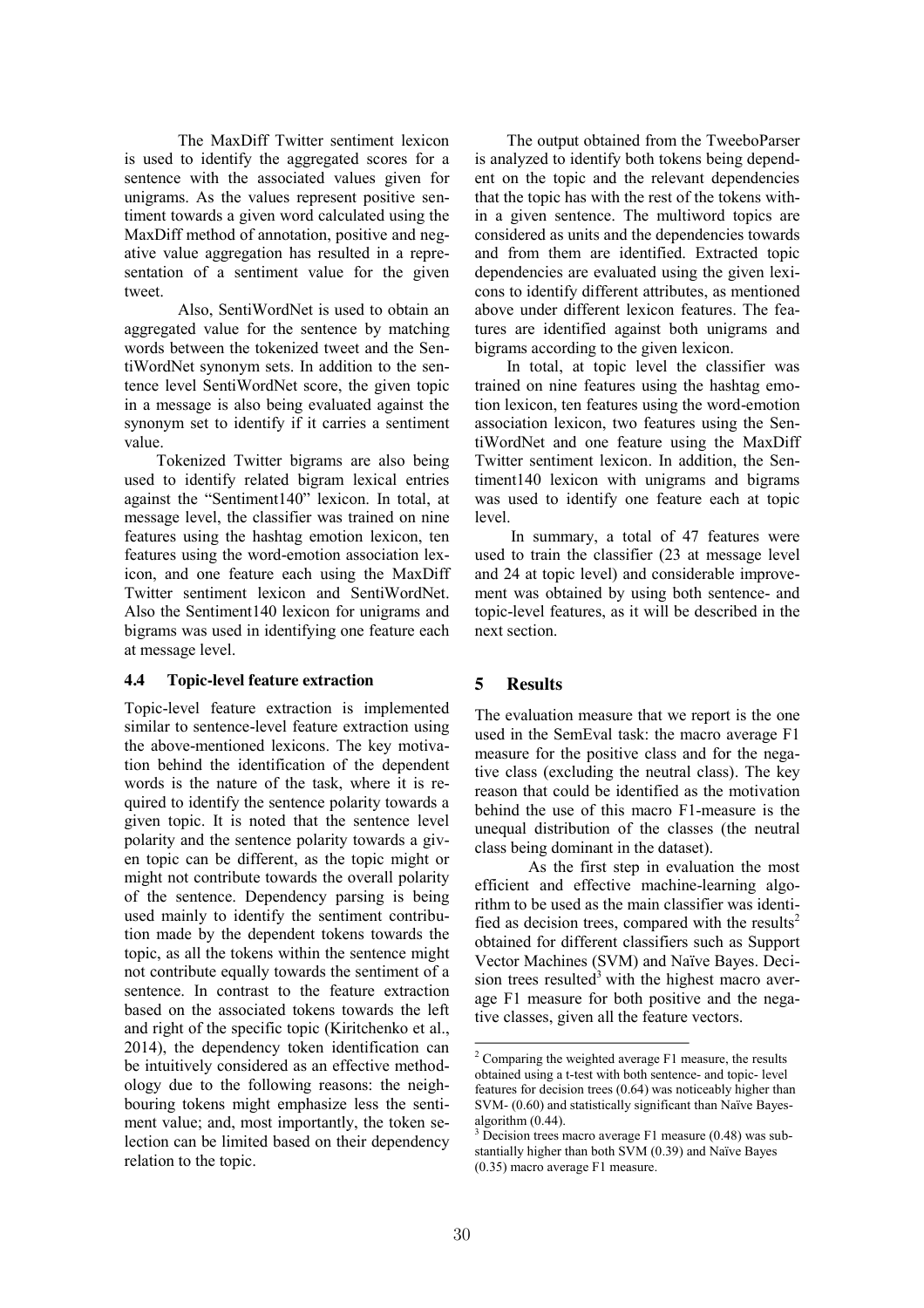The MaxDiff Twitter sentiment lexicon is used to identify the aggregated scores for a sentence with the associated values given for unigrams. As the values represent positive sentiment towards a given word calculated using the MaxDiff method of annotation, positive and negative value aggregation has resulted in a representation of a sentiment value for the given tweet.

Also, SentiWordNet is used to obtain an aggregated value for the sentence by matching words between the tokenized tweet and the SentiWordNet synonym sets. In addition to the sentence level SentiWordNet score, the given topic in a message is also being evaluated against the synonym set to identify if it carries a sentiment value.

Tokenized Twitter bigrams are also being used to identify related bigram lexical entries against the "Sentiment140" lexicon. In total, at message level, the classifier was trained on nine features using the hashtag emotion lexicon, ten features using the word-emotion association lexicon, and one feature each using the MaxDiff Twitter sentiment lexicon and SentiWordNet. Also the Sentiment140 lexicon for unigrams and bigrams was used in identifying one feature each at message level.

### 4.4 Topic-level feature extraction

Topic-level feature extraction is implemented similar to sentence-level feature extraction using the above-mentioned lexicons. The key motivation behind the identification of the dependent words is the nature of the task, where it is required to identify the sentence polarity towards a given topic. It is noted that the sentence level polarity and the sentence polarity towards a given topic can be different, as the topic might or might not contribute towards the overall polarity of the sentence. Dependency parsing is being used mainly to identify the sentiment contribution made by the dependent tokens towards the topic, as all the tokens within the sentence might not contribute equally towards the sentiment of a sentence. In contrast to the feature extraction based on the associated tokens towards the left and right of the specific topic (Kiritchenko et al., 2014), the dependency token identification can be intuitively considered as an effective methodology due to the following reasons: the neighbouring tokens might emphasize less the sentiment value; and, most importantly, the token selection can be limited based on their dependency relation to the topic.

The output obtained from the TweeboParser is analyzed to identify both tokens being dependent on the topic and the relevant dependencies that the topic has with the rest of the tokens within a given sentence. The multiword topics are considered as units and the dependencies towards and from them are identified. Extracted topic dependencies are evaluated using the given lexicons to identify different attributes, as mentioned above under different lexicon features. The features are identified against both unigrams and bigrams according to the given lexicon.

In total, at topic level the classifier was trained on nine features using the hashtag emotion lexicon, ten features using the word-emotion association lexicon, two features using the SentiWordNet and one feature using the MaxDiff Twitter sentiment lexicon. In addition, the Sentiment140 lexicon with unigrams and bigrams was used to identify one feature each at topic level.

In summary, a total of 47 features were used to train the classifier (23 at message level and 24 at topic level) and considerable improvement was obtained by using both sentence- and topic-level features, as it will be described in the next section.

## 5 Results

The evaluation measure that we report is the one used in the SemEval task: the macro average F1 measure for the positive class and for the negative class (excluding the neutral class). The key reason that could be identified as the motivation behind the use of this macro F1-measure is the unequal distribution of the classes (the neutral class being dominant in the dataset).

As the first step in evaluation the most efficient and effective machine-learning algorithm to be used as the main classifier was identified as decision trees, compared with the results[2] obtained for different classifiers such as Support Vector Machines (SVM) and Naïve Bayes. Decision trees resulted[3] with the highest macro average F1 measure for both positive and the negative classes, given all the feature vectors.

---

[2] Comparing the weighted average F1 measure, the results obtained using a t-test with both sentence- and topic- level features for decision trees (0.64) was noticeably higher than SVM- (0.60) and statistically significant than Naïve Bayes-algorithm (0.44).

[3] Decision trees macro average F1 measure (0.48) was substantially higher than both SVM (0.39) and Naïve Bayes (0.35) macro average F1 measure.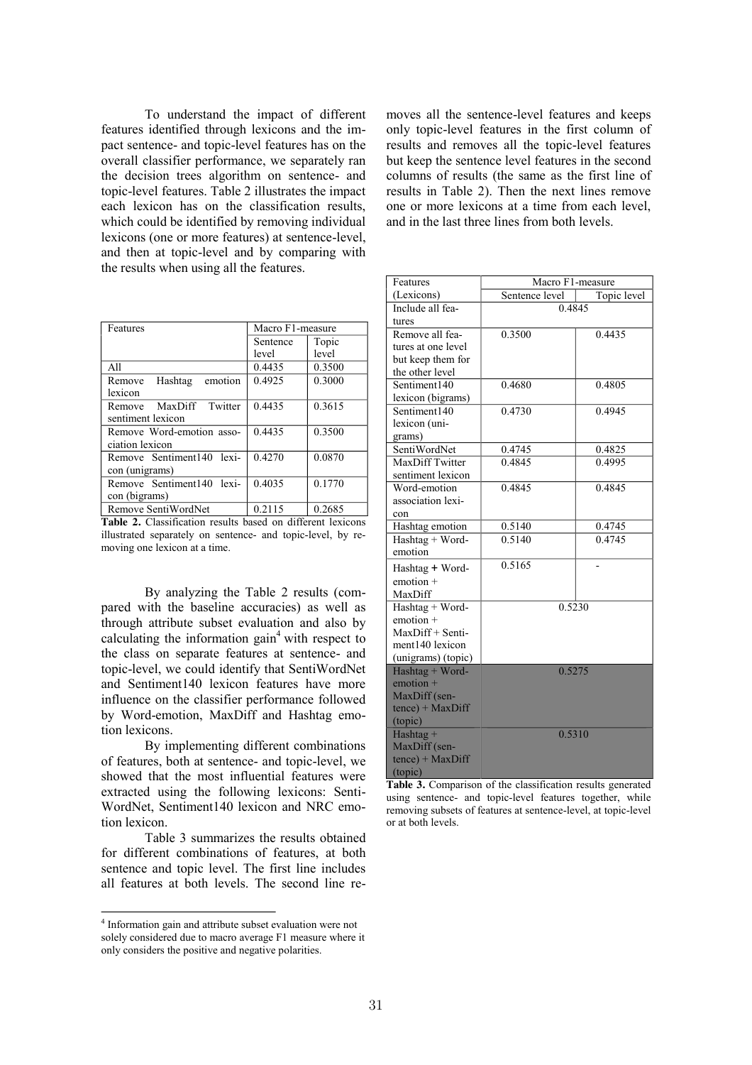To understand the impact of different features identified through lexicons and the impact sentence- and topic-level features has on the overall classifier performance, we separately ran the decision trees algorithm on sentence- and topic-level features. Table 2 illustrates the impact each lexicon has on the classification results, which could be identified by removing individual lexicons (one or more features) at sentence-level, and then at topic-level and by comparing with the results when using all the features.

| Features | Macro F1-measure | |
|---|---|---|
| | Sentence level | Topic level |
| All | 0.4435 | 0.3500 |
| Remove Hashtag emotion lexicon | 0.4925 | 0.3000 |
| Remove MaxDiff Twitter sentiment lexicon | 0.4435 | 0.3615 |
| Remove Word-emotion association lexicon | 0.4435 | 0.3500 |
| Remove Sentiment140 lexicon (unigrams) | 0.4270 | 0.0870 |
| Remove Sentiment140 lexicon (bigrams) | 0.4035 | 0.1770 |
| Remove SentiWordNet | 0.2115 | 0.2685 |

**Table 2.** Classification results based on different lexicons illustrated separately on sentence- and topic-level, by removing one lexicon at a time.

By analyzing the Table 2 results (compared with the baseline accuracies) as well as through attribute subset evaluation and also by calculating the information gain[4] with respect to the class on separate features at sentence- and topic-level, we could identify that SentiWordNet and Sentiment140 lexicon features have more influence on the classifier performance followed by Word-emotion, MaxDiff and Hashtag emotion lexicons.

By implementing different combinations of features, both at sentence- and topic-level, we showed that the most influential features were extracted using the following lexicons: SentiWordNet, Sentiment140 lexicon and NRC emotion lexicon.

Table 3 summarizes the results obtained for different combinations of features, at both sentence and topic level. The first line includes all features at both levels. The second line removes all the sentence-level features and keeps only topic-level features in the first column of results and removes all the topic-level features but keep the sentence level features in the second columns of results (the same as the first line of results in Table 2). Then the next lines remove one or more lexicons at a time from each level, and in the last three lines from both levels.

| Features (Lexicons) | Macro F1-measure | |
|---|---|---|
| | Sentence level | Topic level |
| Include all features | 0.4845 | |
| Remove all features at one level but keep them for the other level | 0.3500 | 0.4435 |
| Sentiment140 lexicon (bigrams) | 0.4680 | 0.4805 |
| Sentiment140 lexicon (unigrams) | 0.4730 | 0.4945 |
| SentiWordNet | 0.4745 | 0.4825 |
| MaxDiff Twitter sentiment lexicon | 0.4845 | 0.4995 |
| Word-emotion association lexicon | 0.4845 | 0.4845 |
| Hashtag emotion | 0.5140 | 0.4745 |
| Hashtag + Word-emotion | 0.5140 | 0.4745 |
| Hashtag + Word-emotion + MaxDiff | 0.5165 | - |
| Hashtag + Word-emotion + MaxDiff + Sentiment140 lexicon (unigrams) (topic) | 0.5230 | |
| Hashtag + Word-emotion + MaxDiff (sentence) + MaxDiff (topic) | 0.5275 | |
| Hashtag + MaxDiff (sentence) + MaxDiff (topic) | 0.5310 | |

**Table 3.** Comparison of the classification results generated using sentence- and topic-level features together, while removing subsets of features at sentence-level, at topic-level or at both levels.

[4] Information gain and attribute subset evaluation were not solely considered due to macro average F1 measure where it only considers the positive and negative polarities.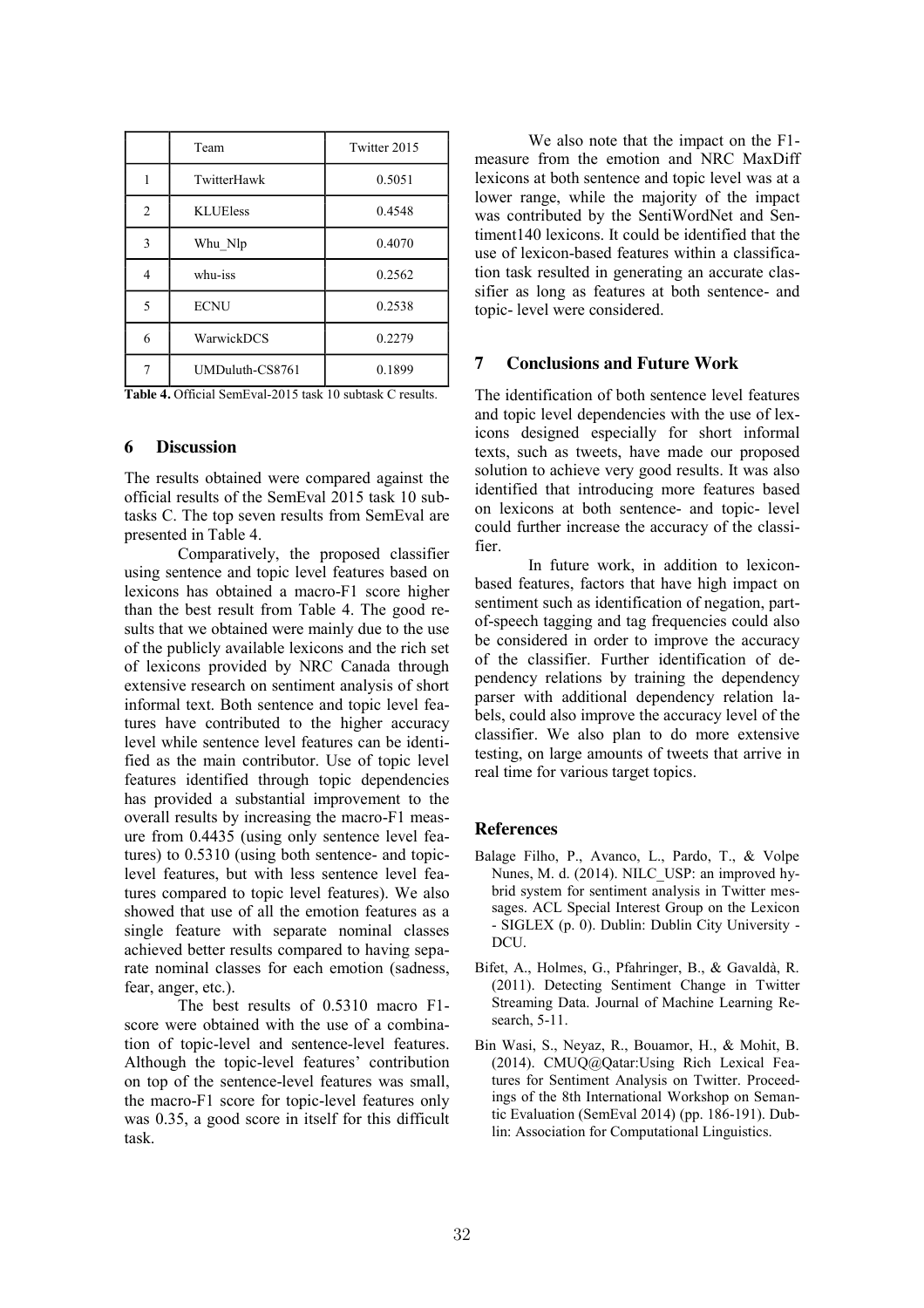|  | Team | Twitter 2015 |
|---|---|---|
| 1 | TwitterHawk | 0.5051 |
| 2 | KLUEless | 0.4548 |
| 3 | Whu_Nlp | 0.4070 |
| 4 | whu-iss | 0.2562 |
| 5 | ECNU | 0.2538 |
| 6 | WarwickDCS | 0.2279 |
| 7 | UMDuluth-CS8761 | 0.1899 |

**Table 4.** Official SemEval-2015 task 10 subtask C results.

## 6 Discussion

The results obtained were compared against the official results of the SemEval 2015 task 10 subtasks C. The top seven results from SemEval are presented in Table 4.

Comparatively, the proposed classifier using sentence and topic level features based on lexicons has obtained a macro-F1 score higher than the best result from Table 4. The good results that we obtained were mainly due to the use of the publicly available lexicons and the rich set of lexicons provided by NRC Canada through extensive research on sentiment analysis of short informal text. Both sentence and topic level features have contributed to the higher accuracy level while sentence level features can be identified as the main contributor. Use of topic level features identified through topic dependencies has provided a substantial improvement to the overall results by increasing the macro-F1 measure from 0.4435 (using only sentence level features) to 0.5310 (using both sentence- and topic-level features, but with less sentence level features compared to topic level features). We also showed that use of all the emotion features as a single feature with separate nominal classes achieved better results compared to having separate nominal classes for each emotion (sadness, fear, anger, etc.).

The best results of 0.5310 macro F1-score were obtained with the use of a combination of topic-level and sentence-level features. Although the topic-level features' contribution on top of the sentence-level features was small, the macro-F1 score for topic-level features only was 0.35, a good score in itself for this difficult task.

We also note that the impact on the F1-measure from the emotion and NRC MaxDiff lexicons at both sentence and topic level was at a lower range, while the majority of the impact was contributed by the SentiWordNet and Sentiment140 lexicons. It could be identified that the use of lexicon-based features within a classification task resulted in generating an accurate classifier as long as features at both sentence- and topic- level were considered.

## 7 Conclusions and Future Work

The identification of both sentence level features and topic level dependencies with the use of lexicons designed especially for short informal texts, such as tweets, have made our proposed solution to achieve very good results. It was also identified that introducing more features based on lexicons at both sentence- and topic- level could further increase the accuracy of the classifier.

In future work, in addition to lexicon-based features, factors that have high impact on sentiment such as identification of negation, part-of-speech tagging and tag frequencies could also be considered in order to improve the accuracy of the classifier. Further identification of dependency relations by training the dependency parser with additional dependency relation labels, could also improve the accuracy level of the classifier. We also plan to do more extensive testing, on large amounts of tweets that arrive in real time for various target topics.

## References

Balage Filho, P., Avanco, L., Pardo, T., & Volpe Nunes, M. d. (2014). NILC_USP: an improved hybrid system for sentiment analysis in Twitter messages. ACL Special Interest Group on the Lexicon - SIGLEX (p. 0). Dublin: Dublin City University - DCU.

Bifet, A., Holmes, G., Pfahringer, B., & Gavaldà, R. (2011). Detecting Sentiment Change in Twitter Streaming Data. Journal of Machine Learning Research, 5-11.

Bin Wasi, S., Neyaz, R., Bouamor, H., & Mohit, B. (2014). CMUQ@Qatar:Using Rich Lexical Features for Sentiment Analysis on Twitter. Proceedings of the 8th International Workshop on Semantic Evaluation (SemEval 2014) (pp. 186-191). Dublin: Association for Computational Linguistics.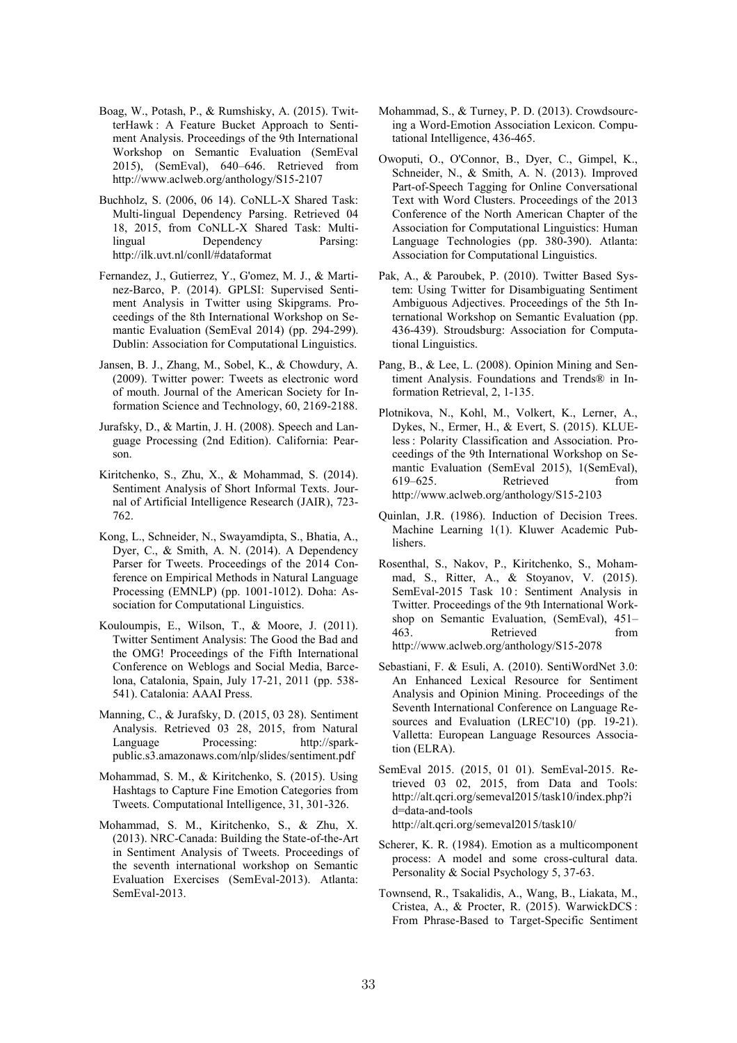Boag, W., Potash, P., & Rumshisky, A. (2015). TwitterHawk : A Feature Bucket Approach to Sentiment Analysis. Proceedings of the 9th International Workshop on Semantic Evaluation (SemEval 2015), (SemEval), 640–646. Retrieved from http://www.aclweb.org/anthology/S15-2107

Buchholz, S. (2006, 06 14). CoNLL-X Shared Task: Multi-lingual Dependency Parsing. Retrieved 04 18, 2015, from CoNLL-X Shared Task: Multi-lingual Dependency Parsing: http://ilk.uvt.nl/conll/#dataformat

Fernandez, J., Gutierrez, Y., G'omez, M. J., & Martinez-Barco, P. (2014). GPLSI: Supervised Sentiment Analysis in Twitter using Skipgrams. Proceedings of the 8th International Workshop on Semantic Evaluation (SemEval 2014) (pp. 294-299). Dublin: Association for Computational Linguistics.

Jansen, B. J., Zhang, M., Sobel, K., & Chowdury, A. (2009). Twitter power: Tweets as electronic word of mouth. Journal of the American Society for Information Science and Technology, 60, 2169-2188.

Jurafsky, D., & Martin, J. H. (2008). Speech and Language Processing (2nd Edition). California: Pearson.

Kiritchenko, S., Zhu, X., & Mohammad, S. (2014). Sentiment Analysis of Short Informal Texts. Journal of Artificial Intelligence Research (JAIR), 723-762.

Kong, L., Schneider, N., Swayamdipta, S., Bhatia, A., Dyer, C., & Smith, A. N. (2014). A Dependency Parser for Tweets. Proceedings of the 2014 Conference on Empirical Methods in Natural Language Processing (EMNLP) (pp. 1001-1012). Doha: Association for Computational Linguistics.

Kouloumpis, E., Wilson, T., & Moore, J. (2011). Twitter Sentiment Analysis: The Good the Bad and the OMG! Proceedings of the Fifth International Conference on Weblogs and Social Media, Barcelona, Catalonia, Spain, July 17-21, 2011 (pp. 538-541). Catalonia: AAAI Press.

Manning, C., & Jurafsky, D. (2015, 03 28). Sentiment Analysis. Retrieved 03 28, 2015, from Natural Language Processing: http://spark-public.s3.amazonaws.com/nlp/slides/sentiment.pdf

Mohammad, S. M., & Kiritchenko, S. (2015). Using Hashtags to Capture Fine Emotion Categories from Tweets. Computational Intelligence, 31, 301-326.

Mohammad, S. M., Kiritchenko, S., & Zhu, X. (2013). NRC-Canada: Building the State-of-the-Art in Sentiment Analysis of Tweets. Proceedings of the seventh international workshop on Semantic Evaluation Exercises (SemEval-2013). Atlanta: SemEval-2013.

Mohammad, S., & Turney, P. D. (2013). Crowdsourcing a Word-Emotion Association Lexicon. Computational Intelligence, 436-465.

Owoputi, O., O'Connor, B., Dyer, C., Gimpel, K., Schneider, N., & Smith, A. N. (2013). Improved Part-of-Speech Tagging for Online Conversational Text with Word Clusters. Proceedings of the 2013 Conference of the North American Chapter of the Association for Computational Linguistics: Human Language Technologies (pp. 380-390). Atlanta: Association for Computational Linguistics.

Pak, A., & Paroubek, P. (2010). Twitter Based System: Using Twitter for Disambiguating Sentiment Ambiguous Adjectives. Proceedings of the 5th International Workshop on Semantic Evaluation (pp. 436-439). Stroudsburg: Association for Computational Linguistics.

Pang, B., & Lee, L. (2008). Opinion Mining and Sentiment Analysis. Foundations and Trends® in Information Retrieval, 2, 1-135.

Plotnikova, N., Kohl, M., Volkert, K., Lerner, A., Dykes, N., Ermer, H., & Evert, S. (2015). KLUEless : Polarity Classification and Association. Proceedings of the 9th International Workshop on Semantic Evaluation (SemEval 2015), 1(SemEval), 619–625. Retrieved from http://www.aclweb.org/anthology/S15-2103

Quinlan, J.R. (1986). Induction of Decision Trees. Machine Learning 1(1). Kluwer Academic Publishers.

Rosenthal, S., Nakov, P., Kiritchenko, S., Mohammad, S., Ritter, A., & Stoyanov, V. (2015). SemEval-2015 Task 10 : Sentiment Analysis in Twitter. Proceedings of the 9th International Workshop on Semantic Evaluation, (SemEval), 451–463. Retrieved from http://www.aclweb.org/anthology/S15-2078

Sebastiani, F. & Esuli, A. (2010). SentiWordNet 3.0: An Enhanced Lexical Resource for Sentiment Analysis and Opinion Mining. Proceedings of the Seventh International Conference on Language Resources and Evaluation (LREC'10) (pp. 19-21). Valletta: European Language Resources Association (ELRA).

SemEval 2015. (2015, 01 01). SemEval-2015. Retrieved 03 02, 2015, from Data and Tools: http://alt.qcri.org/semeval2015/task10/index.php?id=data-and-tools http://alt.qcri.org/semeval2015/task10/

Scherer, K. R. (1984). Emotion as a multicomponent process: A model and some cross-cultural data. Personality & Social Psychology 5, 37-63.

Townsend, R., Tsakalidis, A., Wang, B., Liakata, M., Cristea, A., & Procter, R. (2015). WarwickDCS : From Phrase-Based to Target-Specific Sentiment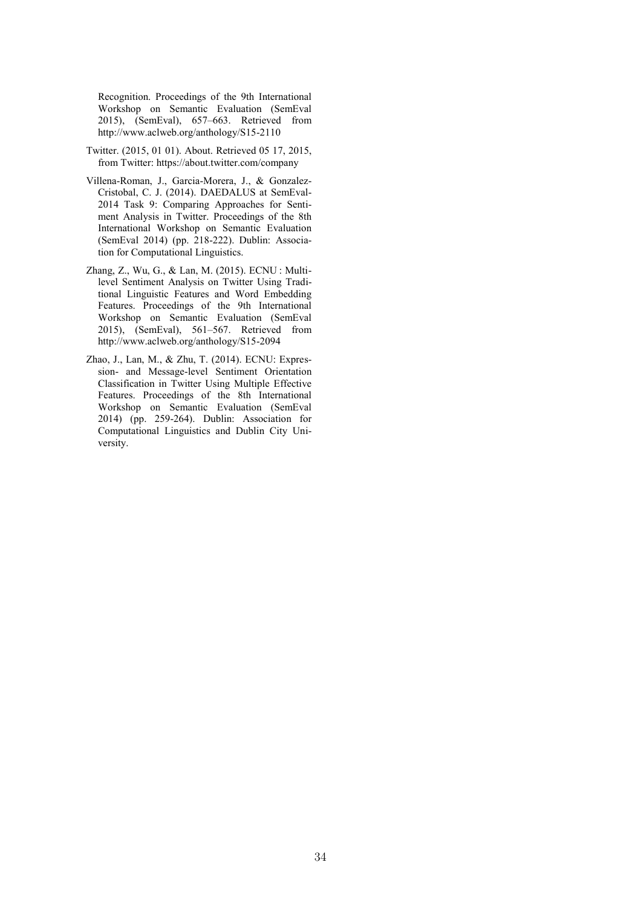Recognition. Proceedings of the 9th International Workshop on Semantic Evaluation (SemEval 2015), (SemEval), 657–663. Retrieved from http://www.aclweb.org/anthology/S15-2110

Twitter. (2015, 01 01). About. Retrieved 05 17, 2015, from Twitter: https://about.twitter.com/company

Villena-Roman, J., Garcia-Morera, J., & Gonzalez-Cristobal, C. J. (2014). DAEDALUS at SemEval-2014 Task 9: Comparing Approaches for Sentiment Analysis in Twitter. Proceedings of the 8th International Workshop on Semantic Evaluation (SemEval 2014) (pp. 218-222). Dublin: Association for Computational Linguistics.

Zhang, Z., Wu, G., & Lan, M. (2015). ECNU : Multi-level Sentiment Analysis on Twitter Using Traditional Linguistic Features and Word Embedding Features. Proceedings of the 9th International Workshop on Semantic Evaluation (SemEval 2015), (SemEval), 561–567. Retrieved from http://www.aclweb.org/anthology/S15-2094

Zhao, J., Lan, M., & Zhu, T. (2014). ECNU: Expression- and Message-level Sentiment Orientation Classification in Twitter Using Multiple Effective Features. Proceedings of the 8th International Workshop on Semantic Evaluation (SemEval 2014) (pp. 259-264). Dublin: Association for Computational Linguistics and Dublin City University.